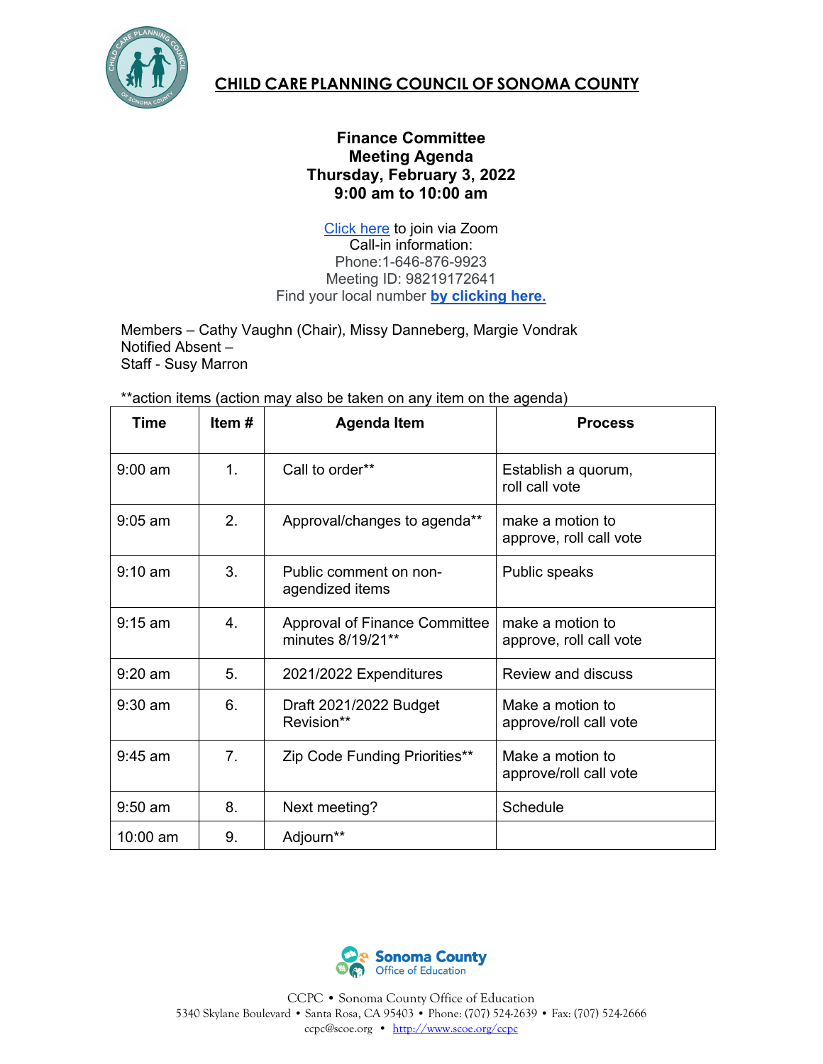# CHILD CARE PLANNING COUNCIL OF SONOMA COUNTY

**Finance Committee**
**Meeting Agenda**
**Thursday, February 3, 2022**
**9:00 am to 10:00 am**

Click here to join via Zoom
Call-in information:
Phone:1-646-876-9923
Meeting ID: 98219172641
Find your local number **by clicking here.**

Members – Cathy Vaughn (Chair), Missy Danneberg, Margie Vondrak
Notified Absent –
Staff - Susy Marron

**action items (action may also be taken on any item on the agenda)

| Time | Item # | Agenda Item | Process |
|---|---|---|---|
| 9:00 am | 1. | Call to order** | Establish a quorum, roll call vote |
| 9:05 am | 2. | Approval/changes to agenda** | make a motion to approve, roll call vote |
| 9:10 am | 3. | Public comment on non-agendized items | Public speaks |
| 9:15 am | 4. | Approval of Finance Committee minutes 8/19/21** | make a motion to approve, roll call vote |
| 9:20 am | 5. | 2021/2022 Expenditures | Review and discuss |
| 9:30 am | 6. | Draft 2021/2022 Budget Revision** | Make a motion to approve/roll call vote |
| 9:45 am | 7. | Zip Code Funding Priorities** | Make a motion to approve/roll call vote |
| 9:50 am | 8. | Next meeting? | Schedule |
| 10:00 am | 9. | Adjourn** | |

Sonoma County Office of Education

CCPC • Sonoma County Office of Education
5340 Skylane Boulevard • Santa Rosa, CA 95403 • Phone: (707) 524-2639 • Fax: (707) 524-2666
ccpc@scoe.org • http://www.scoe.org/ccpc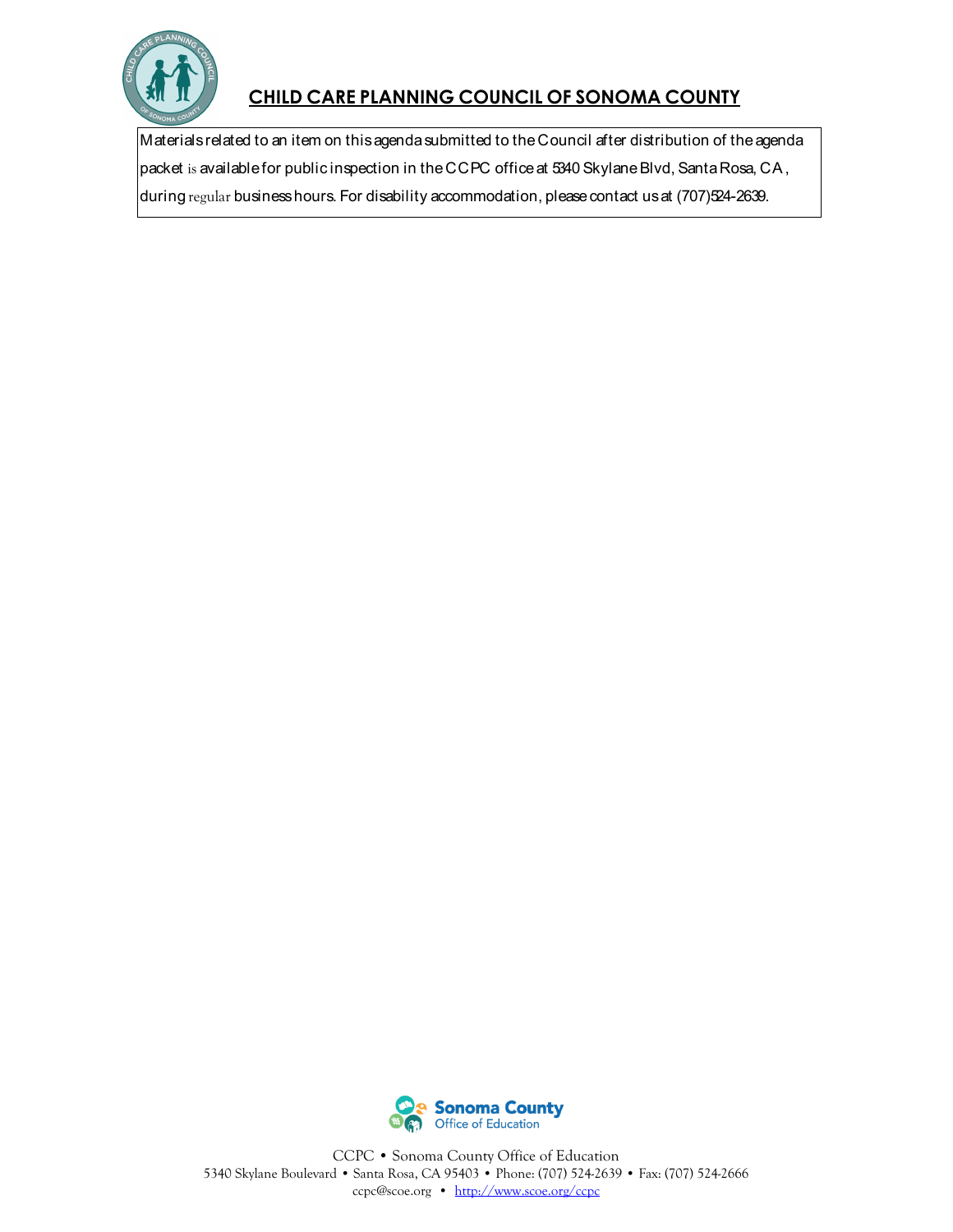## CHILD CARE PLANNING COUNCIL OF SONOMA COUNTY

| |
|---|
| Materials related to an item on this agenda submitted to the Council after distribution of the agenda packet is available for public inspection in the CCPC office at 5340 Skylane Blvd, Santa Rosa, CA, during regular business hours. For disability accommodation, please contact us at (707)524-2639. |

Sonoma County Office of Education

CCPC • Sonoma County Office of Education
5340 Skylane Boulevard • Santa Rosa, CA 95403 • Phone: (707) 524-2639 • Fax: (707) 524-2666
ccpc@scoe.org • http://www.scoe.org/ccpc